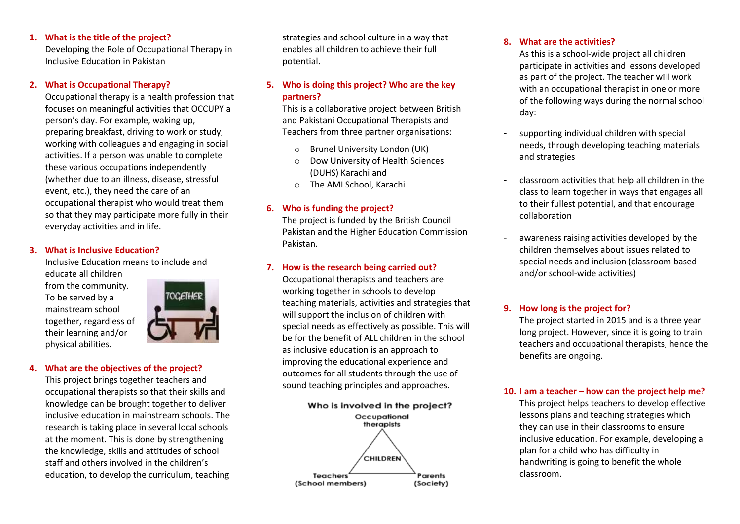1. **What is the title of the project?**
   Developing the Role of Occupational Therapy in Inclusive Education in Pakistan

2. **What is Occupational Therapy?**
   Occupational therapy is a health profession that focuses on meaningful activities that OCCUPY a person's day. For example, waking up, preparing breakfast, driving to work or study, working with colleagues and engaging in social activities. If a person was unable to complete these various occupations independently (whether due to an illness, disease, stressful event, etc.), they need the care of an occupational therapist who would treat them so that they may participate more fully in their everyday activities and in life.

3. **What is Inclusive Education?**
   Inclusive Education means to include and educate all children from the community. To be served by a mainstream school together, regardless of their learning and/or physical abilities.

4. **What are the objectives of the project?**
   This project brings together teachers and occupational therapists so that their skills and knowledge can be brought together to deliver inclusive education in mainstream schools. The research is taking place in several local schools at the moment. This is done by strengthening the knowledge, skills and attitudes of school staff and others involved in the children's education, to develop the curriculum, teaching strategies and school culture in a way that enables all children to achieve their full potential.

5. **Who is doing this project? Who are the key partners?**
   This is a collaborative project between British and Pakistani Occupational Therapists and Teachers from three partner organisations:
   - Brunel University London (UK)
   - Dow University of Health Sciences (DUHS) Karachi and
   - The AMI School, Karachi

6. **Who is funding the project?**
   The project is funded by the British Council Pakistan and the Higher Education Commission Pakistan.

7. **How is the research being carried out?**
   Occupational therapists and teachers are working together in schools to develop teaching materials, activities and strategies that will support the inclusion of children with special needs as effectively as possible. This will be for the benefit of ALL children in the school as inclusive education is an approach to improving the educational experience and outcomes for all students through the use of sound teaching principles and approaches.

**Who is involved in the project?**

Occupational therapists

CHILDREN

Teachers (School members) — Parents (Society)

8. **What are the activities?**
   As this is a school-wide project all children participate in activities and lessons developed as part of the project. The teacher will work with an occupational therapist in one or more of the following ways during the normal school day:

   - supporting individual children with special needs, through developing teaching materials and strategies
   - classroom activities that help all children in the class to learn together in ways that engages all to their fullest potential, and that encourage collaboration
   - awareness raising activities developed by the children themselves about issues related to special needs and inclusion (classroom based and/or school-wide activities)

9. **How long is the project for?**
   The project started in 2015 and is a three year long project. However, since it is going to train teachers and occupational therapists, hence the benefits are ongoing.

10. **I am a teacher – how can the project help me?**
    This project helps teachers to develop effective lessons plans and teaching strategies which they can use in their classrooms to ensure inclusive education. For example, developing a plan for a child who has difficulty in handwriting is going to benefit the whole classroom.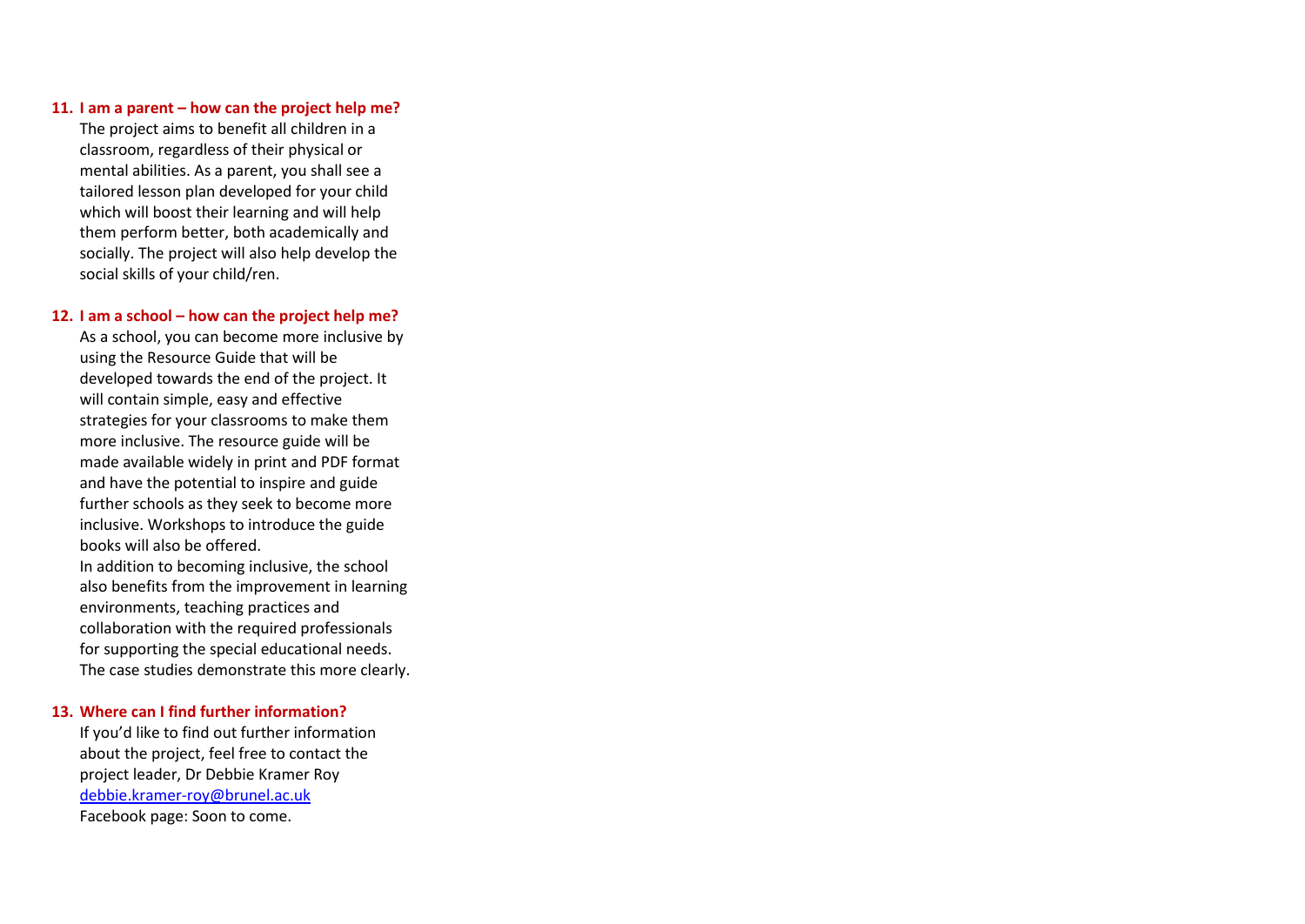**11. I am a parent – how can the project help me?**

The project aims to benefit all children in a classroom, regardless of their physical or mental abilities. As a parent, you shall see a tailored lesson plan developed for your child which will boost their learning and will help them perform better, both academically and socially. The project will also help develop the social skills of your child/ren.

**12. I am a school – how can the project help me?**

As a school, you can become more inclusive by using the Resource Guide that will be developed towards the end of the project. It will contain simple, easy and effective strategies for your classrooms to make them more inclusive. The resource guide will be made available widely in print and PDF format and have the potential to inspire and guide further schools as they seek to become more inclusive. Workshops to introduce the guide books will also be offered.

In addition to becoming inclusive, the school also benefits from the improvement in learning environments, teaching practices and collaboration with the required professionals for supporting the special educational needs. The case studies demonstrate this more clearly.

**13. Where can I find further information?**

If you'd like to find out further information about the project, feel free to contact the project leader, Dr Debbie Kramer Roy

debbie.kramer-roy@brunel.ac.uk

Facebook page: Soon to come.